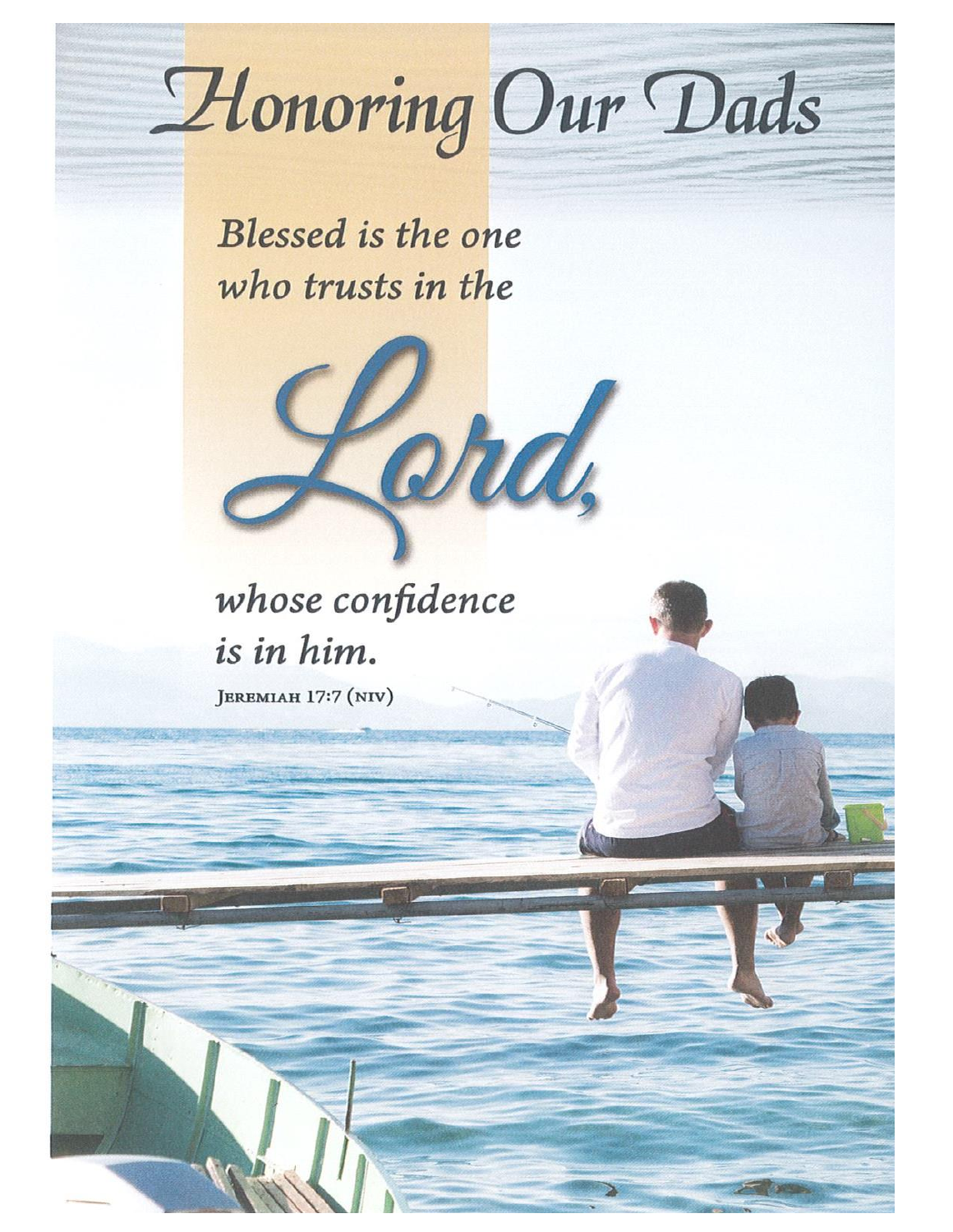# Honoring Our Dads

*Blessed is the one who trusts in the Lord, whose confidence is in him.*

Jeremiah 17:7 (NIV)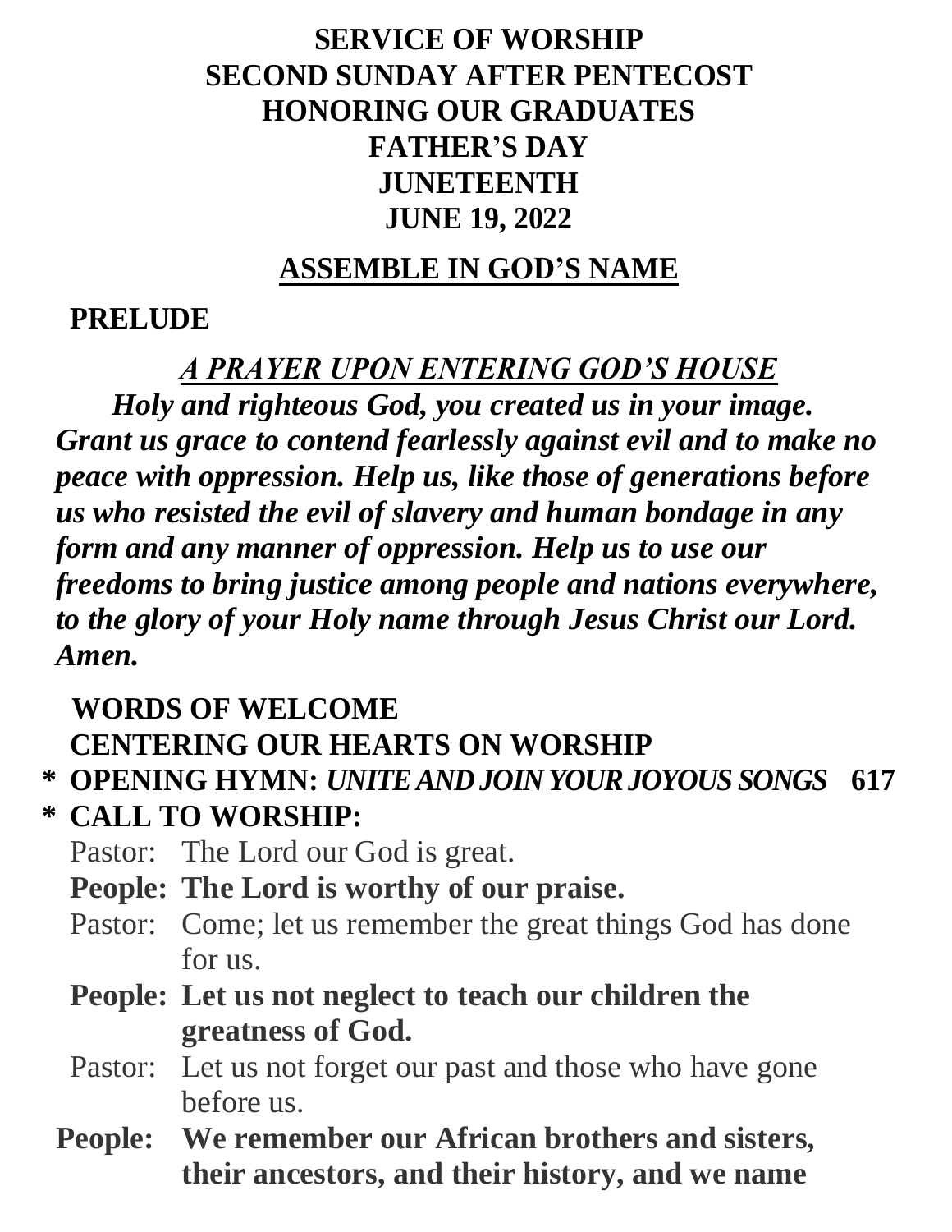# SERVICE OF WORSHIP
# SECOND SUNDAY AFTER PENTECOST
# HONORING OUR GRADUATES
# FATHER'S DAY
# JUNETEENTH
# JUNE 19, 2022

## ASSEMBLE IN GOD'S NAME

**PRELUDE**

***A PRAYER UPON ENTERING GOD'S HOUSE***

***Holy and righteous God, you created us in your image. Grant us grace to contend fearlessly against evil and to make no peace with oppression. Help us, like those of generations before us who resisted the evil of slavery and human bondage in any form and any manner of oppression. Help us to use our freedoms to bring justice among people and nations everywhere, to the glory of your Holy name through Jesus Christ our Lord. Amen.***

**WORDS OF WELCOME**

**CENTERING OUR HEARTS ON WORSHIP**

**\* OPENING HYMN: *UNITE AND JOIN YOUR JOYOUS SONGS* 617**

**\* CALL TO WORSHIP:**

Pastor: The Lord our God is great.

**People: The Lord is worthy of our praise.**

Pastor: Come; let us remember the great things God has done for us.

**People: Let us not neglect to teach our children the greatness of God.**

Pastor: Let us not forget our past and those who have gone before us.

**People: We remember our African brothers and sisters, their ancestors, and their history, and we name**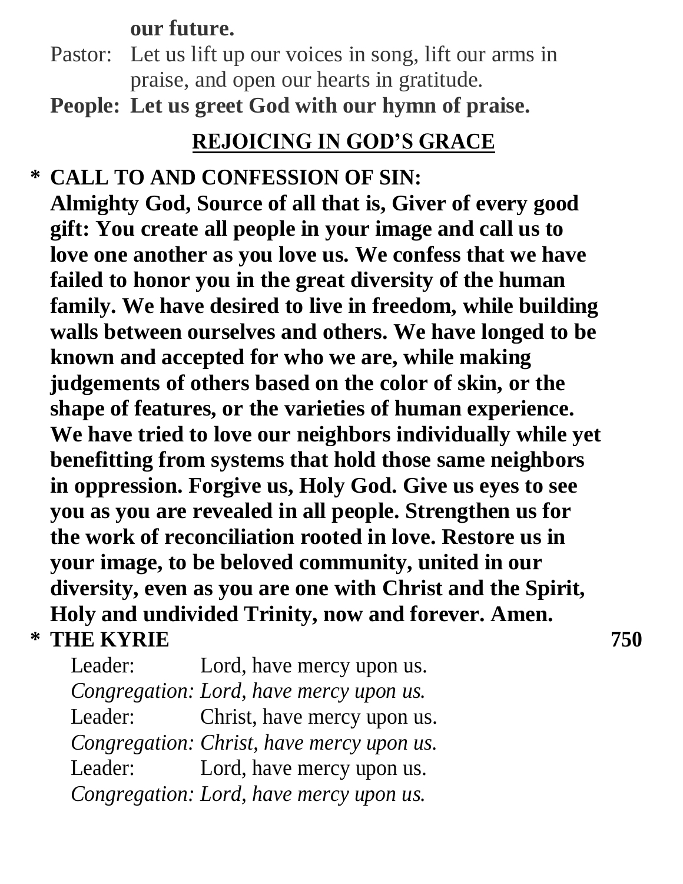**our future.**

Pastor: Let us lift up our voices in song, lift our arms in praise, and open our hearts in gratitude.

**People: Let us greet God with our hymn of praise.**

## REJOICING IN GOD'S GRACE

**\* CALL TO AND CONFESSION OF SIN:**

**Almighty God, Source of all that is, Giver of every good gift: You create all people in your image and call us to love one another as you love us. We confess that we have failed to honor you in the great diversity of the human family. We have desired to live in freedom, while building walls between ourselves and others. We have longed to be known and accepted for who we are, while making judgements of others based on the color of skin, or the shape of features, or the varieties of human experience. We have tried to love our neighbors individually while yet benefitting from systems that hold those same neighbors in oppression. Forgive us, Holy God. Give us eyes to see you as you are revealed in all people. Strengthen us for the work of reconciliation rooted in love. Restore us in your image, to be beloved community, united in our diversity, even as you are one with Christ and the Spirit, Holy and undivided Trinity, now and forever. Amen.**

**\* THE KYRIE** **750**

Leader: Lord, have mercy upon us.

*Congregation: Lord, have mercy upon us.*

Leader: Christ, have mercy upon us.

*Congregation: Christ, have mercy upon us.*

Leader: Lord, have mercy upon us.

*Congregation: Lord, have mercy upon us.*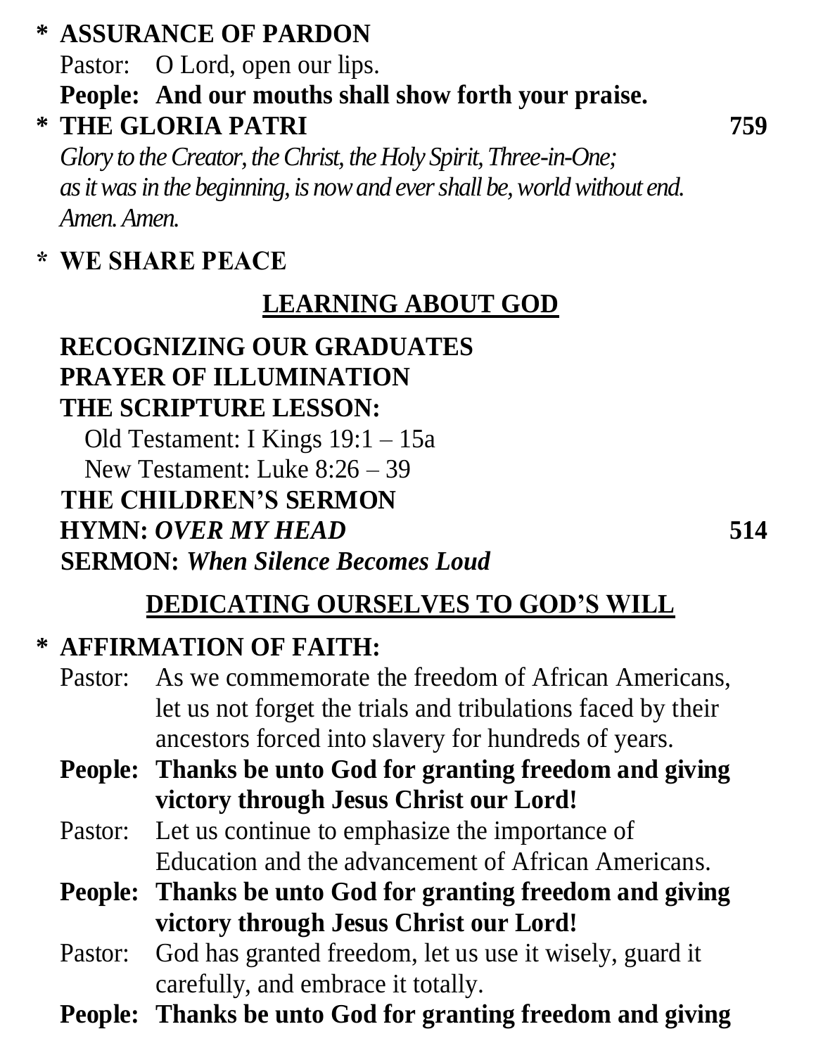**\* ASSURANCE OF PARDON**

Pastor: O Lord, open our lips.

**People: And our mouths shall show forth your praise.**

**\* THE GLORIA PATRI** **759**

*Glory to the Creator, the Christ, the Holy Spirit, Three-in-One;*
*as it was in the beginning, is now and ever shall be, world without end.*
*Amen. Amen.*

**\* WE SHARE PEACE**

## LEARNING ABOUT GOD

**RECOGNIZING OUR GRADUATES**

**PRAYER OF ILLUMINATION**

**THE SCRIPTURE LESSON:**

Old Testament: I Kings 19:1 – 15a

New Testament: Luke 8:26 – 39

**THE CHILDREN'S SERMON**

**HYMN:** ***OVER MY HEAD*** **514**

**SERMON:** ***When Silence Becomes Loud***

## DEDICATING OURSELVES TO GOD'S WILL

**\* AFFIRMATION OF FAITH:**

Pastor: As we commemorate the freedom of African Americans, let us not forget the trials and tribulations faced by their ancestors forced into slavery for hundreds of years.

**People: Thanks be unto God for granting freedom and giving victory through Jesus Christ our Lord!**

Pastor: Let us continue to emphasize the importance of Education and the advancement of African Americans.

**People: Thanks be unto God for granting freedom and giving victory through Jesus Christ our Lord!**

Pastor: God has granted freedom, let us use it wisely, guard it carefully, and embrace it totally.

**People: Thanks be unto God for granting freedom and giving**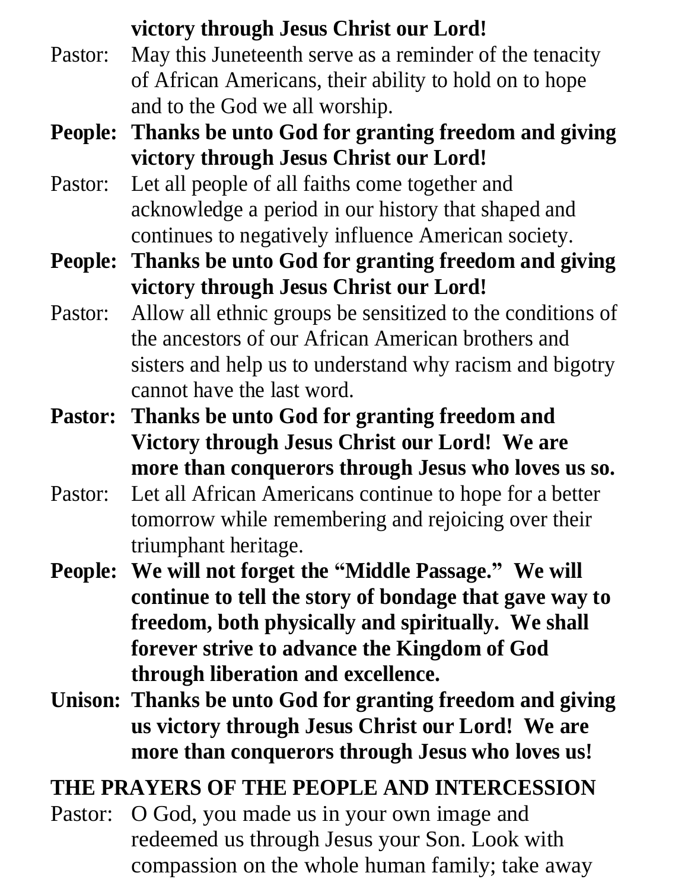**victory through Jesus Christ our Lord!**

Pastor: May this Juneteenth serve as a reminder of the tenacity of African Americans, their ability to hold on to hope and to the God we all worship.

**People: Thanks be unto God for granting freedom and giving victory through Jesus Christ our Lord!**

Pastor: Let all people of all faiths come together and acknowledge a period in our history that shaped and continues to negatively influence American society.

**People: Thanks be unto God for granting freedom and giving victory through Jesus Christ our Lord!**

Pastor: Allow all ethnic groups be sensitized to the conditions of the ancestors of our African American brothers and sisters and help us to understand why racism and bigotry cannot have the last word.

**Pastor: Thanks be unto God for granting freedom and Victory through Jesus Christ our Lord! We are more than conquerors through Jesus who loves us so.**

Pastor: Let all African Americans continue to hope for a better tomorrow while remembering and rejoicing over their triumphant heritage.

**People: We will not forget the "Middle Passage." We will continue to tell the story of bondage that gave way to freedom, both physically and spiritually. We shall forever strive to advance the Kingdom of God through liberation and excellence.**

**Unison: Thanks be unto God for granting freedom and giving us victory through Jesus Christ our Lord! We are more than conquerors through Jesus who loves us!**

## THE PRAYERS OF THE PEOPLE AND INTERCESSION

Pastor: O God, you made us in your own image and redeemed us through Jesus your Son. Look with compassion on the whole human family; take away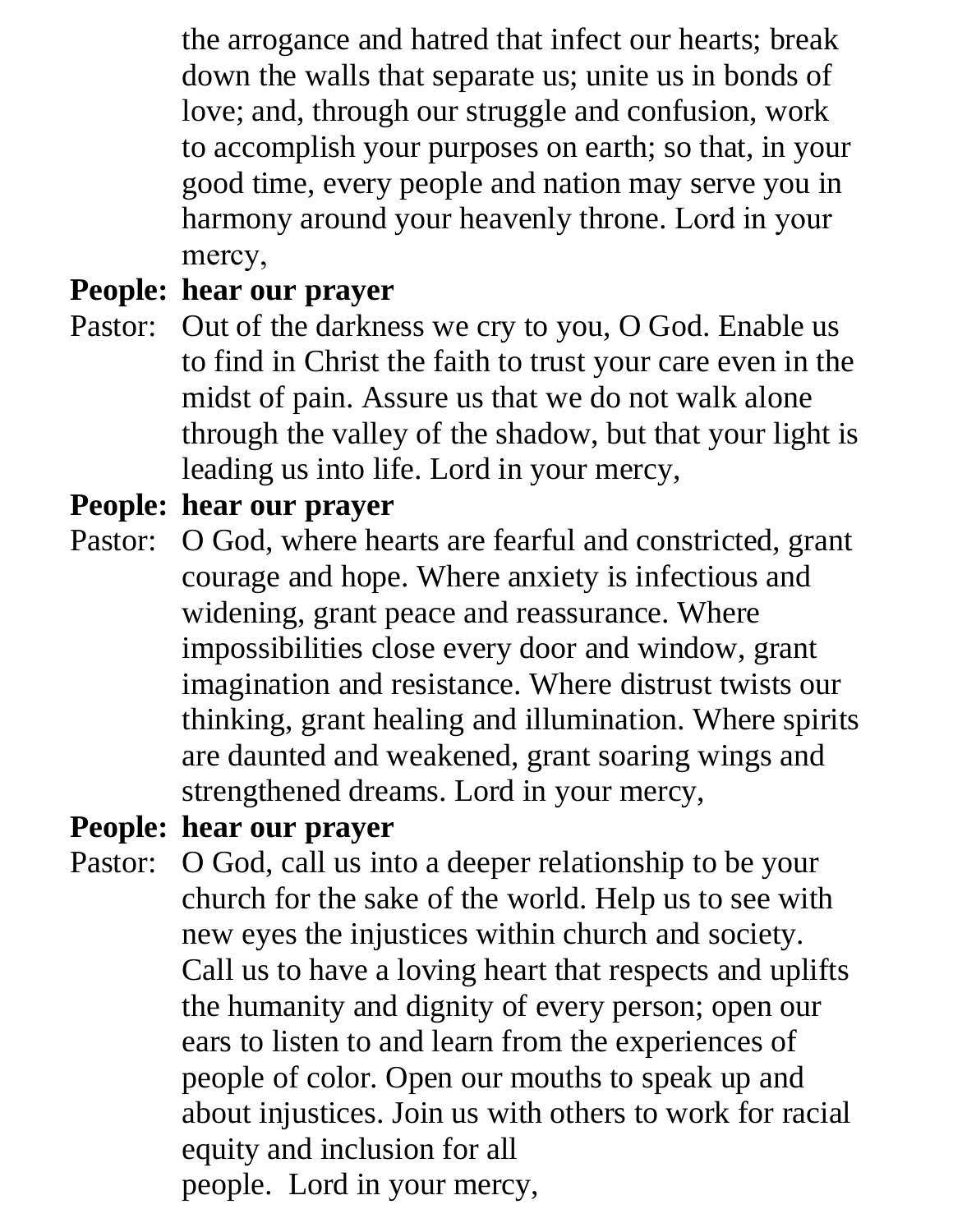the arrogance and hatred that infect our hearts; break down the walls that separate us; unite us in bonds of love; and, through our struggle and confusion, work to accomplish your purposes on earth; so that, in your good time, every people and nation may serve you in harmony around your heavenly throne. Lord in your mercy,

**People: hear our prayer**

Pastor: Out of the darkness we cry to you, O God. Enable us to find in Christ the faith to trust your care even in the midst of pain. Assure us that we do not walk alone through the valley of the shadow, but that your light is leading us into life. Lord in your mercy,

**People: hear our prayer**

Pastor: O God, where hearts are fearful and constricted, grant courage and hope. Where anxiety is infectious and widening, grant peace and reassurance. Where impossibilities close every door and window, grant imagination and resistance. Where distrust twists our thinking, grant healing and illumination. Where spirits are daunted and weakened, grant soaring wings and strengthened dreams. Lord in your mercy,

**People: hear our prayer**

Pastor: O God, call us into a deeper relationship to be your church for the sake of the world. Help us to see with new eyes the injustices within church and society. Call us to have a loving heart that respects and uplifts the humanity and dignity of every person; open our ears to listen to and learn from the experiences of people of color. Open our mouths to speak up and about injustices. Join us with others to work for racial equity and inclusion for all people. Lord in your mercy,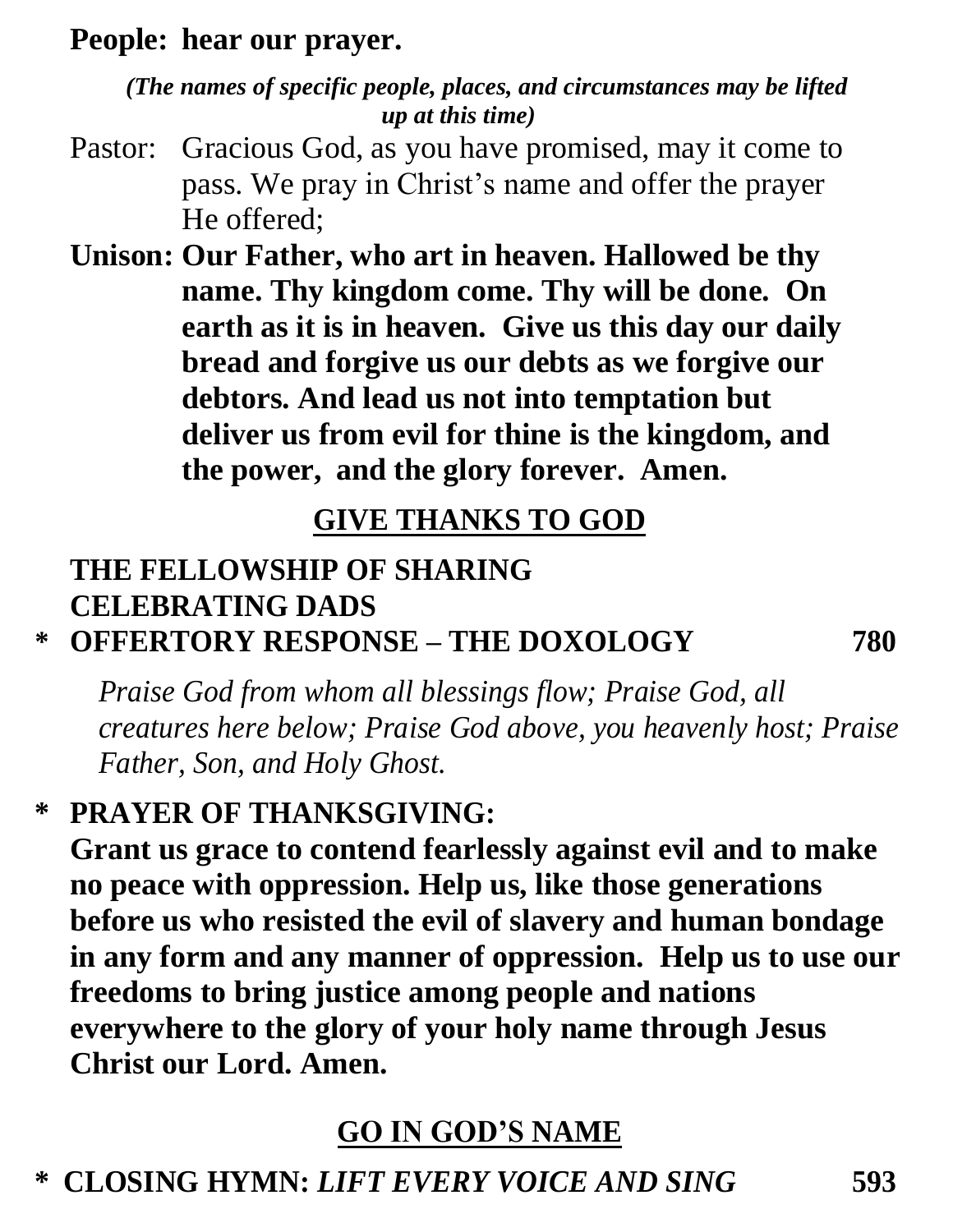**People: hear our prayer.**

***(The names of specific people, places, and circumstances may be lifted up at this time)***

Pastor: Gracious God, as you have promised, may it come to pass. We pray in Christ's name and offer the prayer He offered;

**Unison: Our Father, who art in heaven. Hallowed be thy name. Thy kingdom come. Thy will be done. On earth as it is in heaven. Give us this day our daily bread and forgive us our debts as we forgive our debtors. And lead us not into temptation but deliver us from evil for thine is the kingdom, and the power, and the glory forever. Amen.**

## GIVE THANKS TO GOD

**THE FELLOWSHIP OF SHARING**

**CELEBRATING DADS**

**\* OFFERTORY RESPONSE – THE DOXOLOGY 780**

*Praise God from whom all blessings flow; Praise God, all creatures here below; Praise God above, you heavenly host; Praise Father, Son, and Holy Ghost.*

**\* PRAYER OF THANKSGIVING:**

**Grant us grace to contend fearlessly against evil and to make no peace with oppression. Help us, like those generations before us who resisted the evil of slavery and human bondage in any form and any manner of oppression. Help us to use our freedoms to bring justice among people and nations everywhere to the glory of your holy name through Jesus Christ our Lord. Amen.**

## GO IN GOD'S NAME

**\* CLOSING HYMN: *LIFT EVERY VOICE AND SING* 593**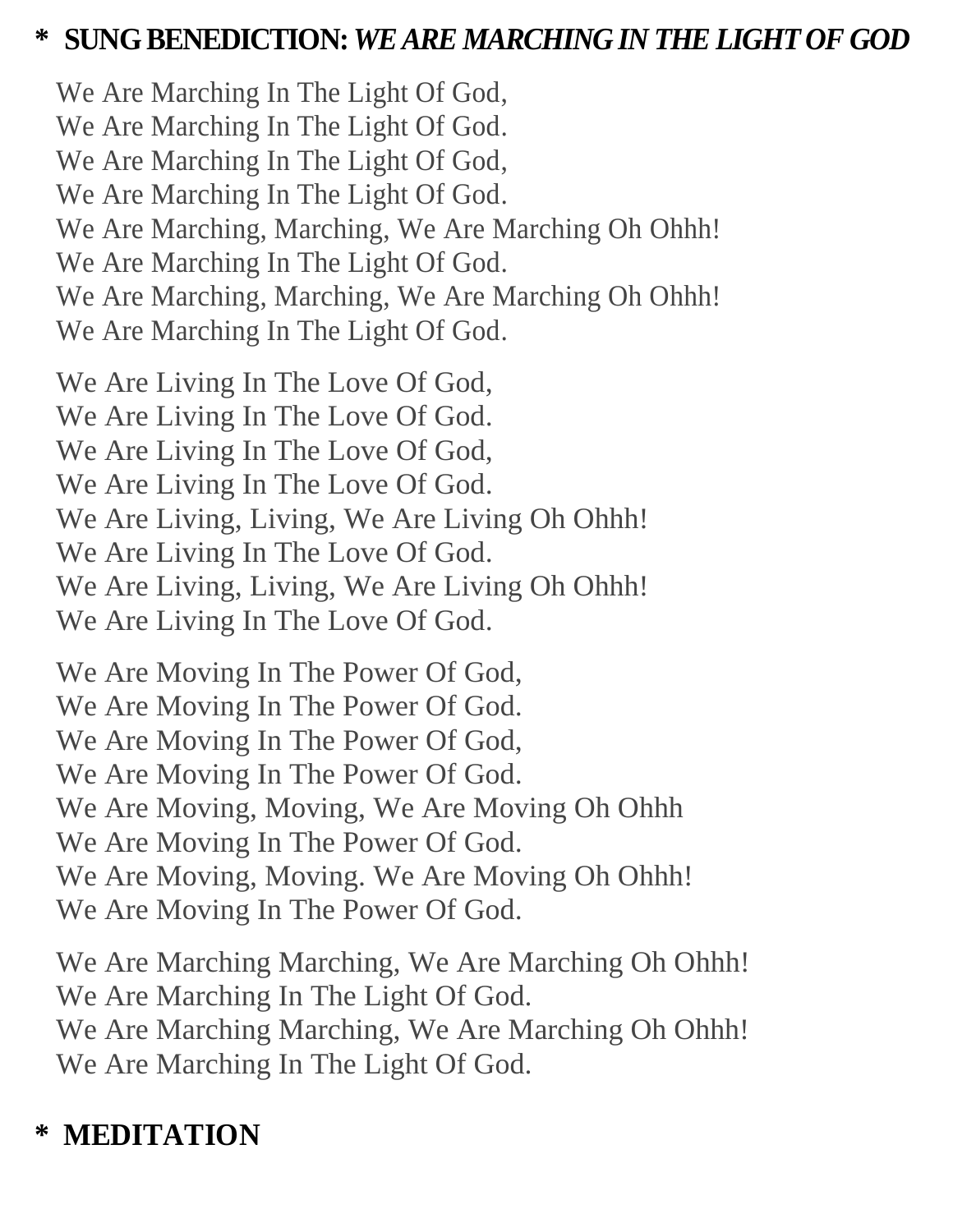## * SUNG BENEDICTION: *WE ARE MARCHING IN THE LIGHT OF GOD*

We Are Marching In The Light Of God,
We Are Marching In The Light Of God.
We Are Marching In The Light Of God,
We Are Marching In The Light Of God.
We Are Marching, Marching, We Are Marching Oh Ohhh!
We Are Marching In The Light Of God.
We Are Marching, Marching, We Are Marching Oh Ohhh!
We Are Marching In The Light Of God.

We Are Living In The Love Of God,
We Are Living In The Love Of God.
We Are Living In The Love Of God,
We Are Living In The Love Of God.
We Are Living, Living, We Are Living Oh Ohhh!
We Are Living In The Love Of God.
We Are Living, Living, We Are Living Oh Ohhh!
We Are Living In The Love Of God.

We Are Moving In The Power Of God,
We Are Moving In The Power Of God.
We Are Moving In The Power Of God,
We Are Moving In The Power Of God.
We Are Moving, Moving, We Are Moving Oh Ohhh
We Are Moving In The Power Of God.
We Are Moving, Moving. We Are Moving Oh Ohhh!
We Are Moving In The Power Of God.

We Are Marching Marching, We Are Marching Oh Ohhh!
We Are Marching In The Light Of God.
We Are Marching Marching, We Are Marching Oh Ohhh!
We Are Marching In The Light Of God.

## * MEDITATION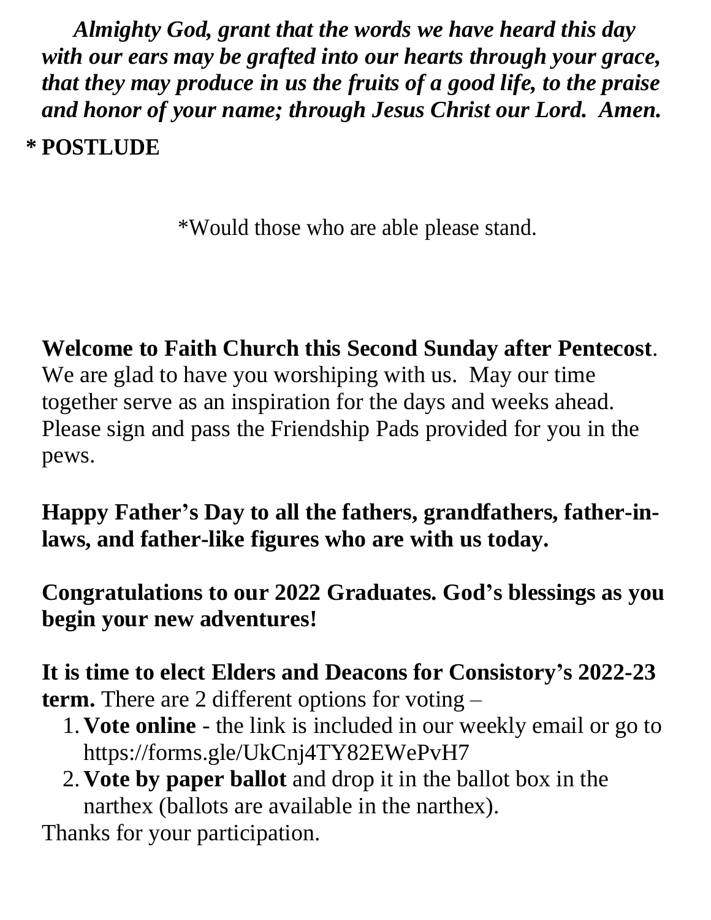***Almighty God, grant that the words we have heard this day with our ears may be grafted into our hearts through your grace, that they may produce in us the fruits of a good life, to the praise and honor of your name; through Jesus Christ our Lord. Amen.***

**\* POSTLUDE**

*Would those who are able please stand.

**Welcome to Faith Church this Second Sunday after Pentecost**. We are glad to have you worshiping with us. May our time together serve as an inspiration for the days and weeks ahead. Please sign and pass the Friendship Pads provided for you in the pews.

**Happy Father's Day to all the fathers, grandfathers, father-in-laws, and father-like figures who are with us today.**

**Congratulations to our 2022 Graduates. God's blessings as you begin your new adventures!**

**It is time to elect Elders and Deacons for Consistory's 2022-23 term.** There are 2 different options for voting –

1. **Vote online** - the link is included in our weekly email or go to https://forms.gle/UkCnj4TY82EWePvH7
2. **Vote by paper ballot** and drop it in the ballot box in the narthex (ballots are available in the narthex).

Thanks for your participation.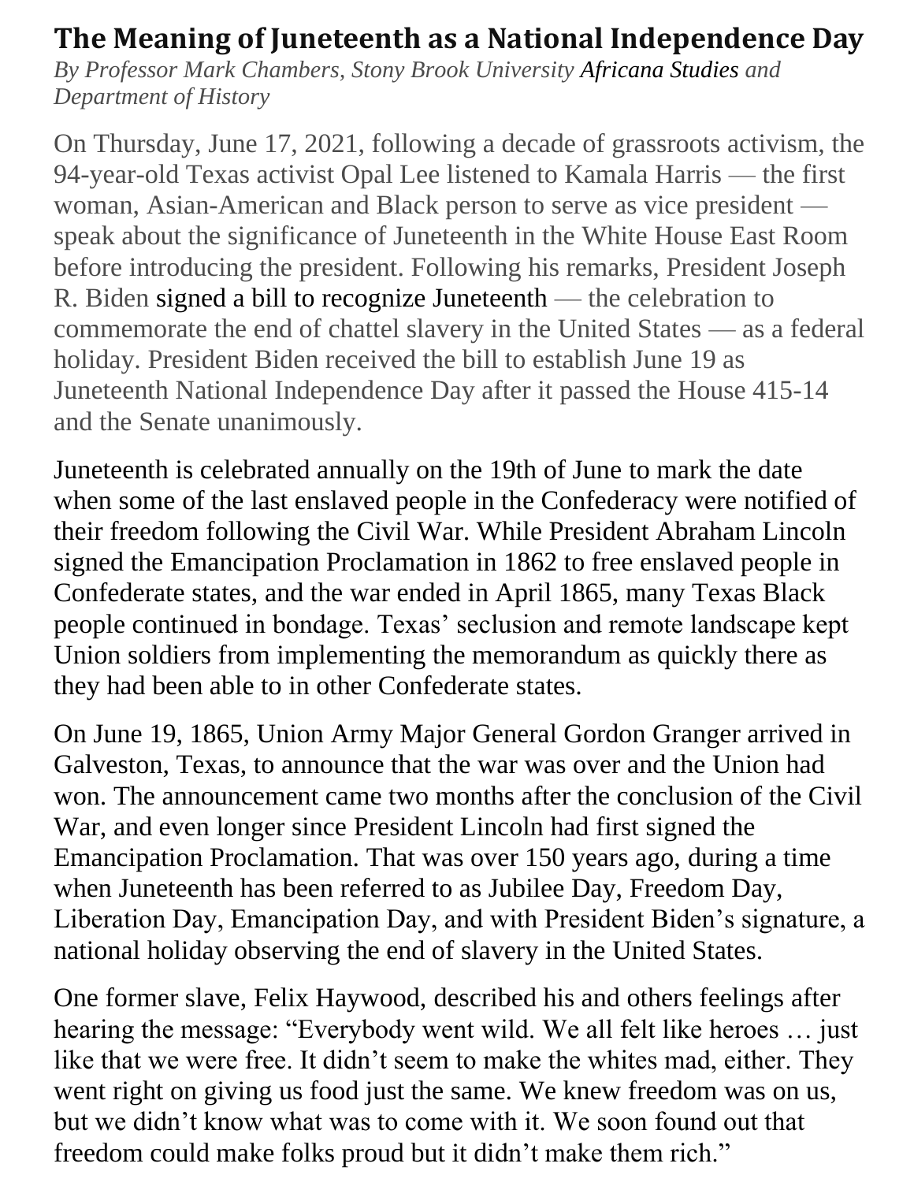## The Meaning of Juneteenth as a National Independence Day

*By Professor Mark Chambers, Stony Brook University Africana Studies and Department of History*

On Thursday, June 17, 2021, following a decade of grassroots activism, the 94-year-old Texas activist Opal Lee listened to Kamala Harris — the first woman, Asian-American and Black person to serve as vice president — speak about the significance of Juneteenth in the White House East Room before introducing the president. Following his remarks, President Joseph R. Biden signed a bill to recognize Juneteenth — the celebration to commemorate the end of chattel slavery in the United States — as a federal holiday. President Biden received the bill to establish June 19 as Juneteenth National Independence Day after it passed the House 415-14 and the Senate unanimously.

Juneteenth is celebrated annually on the 19th of June to mark the date when some of the last enslaved people in the Confederacy were notified of their freedom following the Civil War. While President Abraham Lincoln signed the Emancipation Proclamation in 1862 to free enslaved people in Confederate states, and the war ended in April 1865, many Texas Black people continued in bondage. Texas' seclusion and remote landscape kept Union soldiers from implementing the memorandum as quickly there as they had been able to in other Confederate states.

On June 19, 1865, Union Army Major General Gordon Granger arrived in Galveston, Texas, to announce that the war was over and the Union had won. The announcement came two months after the conclusion of the Civil War, and even longer since President Lincoln had first signed the Emancipation Proclamation. That was over 150 years ago, during a time when Juneteenth has been referred to as Jubilee Day, Freedom Day, Liberation Day, Emancipation Day, and with President Biden's signature, a national holiday observing the end of slavery in the United States.

One former slave, Felix Haywood, described his and others feelings after hearing the message: "Everybody went wild. We all felt like heroes … just like that we were free. It didn't seem to make the whites mad, either. They went right on giving us food just the same. We knew freedom was on us, but we didn't know what was to come with it. We soon found out that freedom could make folks proud but it didn't make them rich."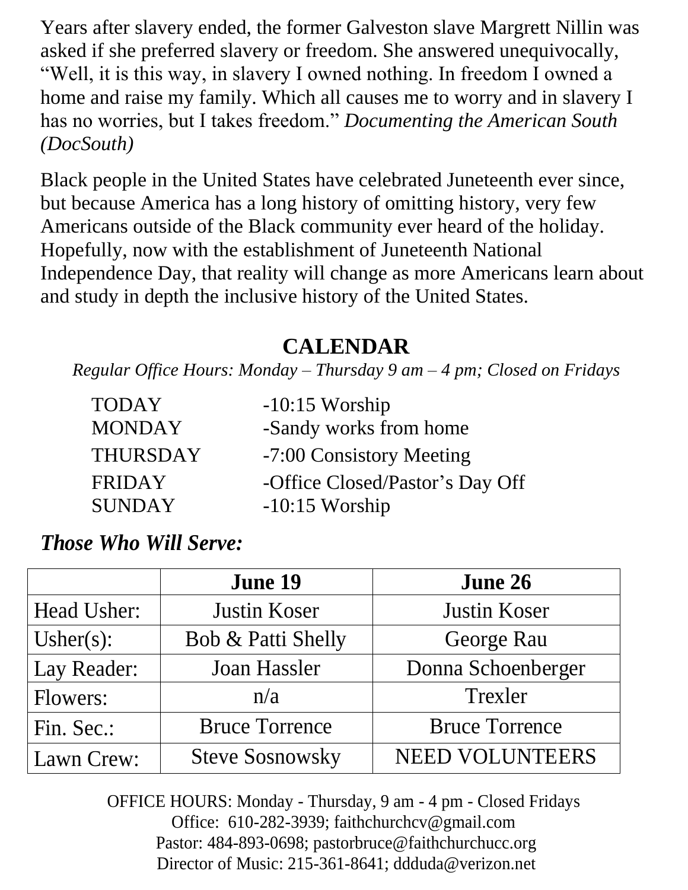Years after slavery ended, the former Galveston slave Margrett Nillin was asked if she preferred slavery or freedom. She answered unequivocally, "Well, it is this way, in slavery I owned nothing. In freedom I owned a home and raise my family. Which all causes me to worry and in slavery I has no worries, but I takes freedom." *Documenting the American South (DocSouth)*

Black people in the United States have celebrated Juneteenth ever since, but because America has a long history of omitting history, very few Americans outside of the Black community ever heard of the holiday. Hopefully, now with the establishment of Juneteenth National Independence Day, that reality will change as more Americans learn about and study in depth the inclusive history of the United States.

## CALENDAR

*Regular Office Hours: Monday – Thursday 9 am – 4 pm; Closed on Fridays*

| | |
|---|---|
| TODAY | -10:15 Worship |
| MONDAY | -Sandy works from home |
| THURSDAY | -7:00 Consistory Meeting |
| FRIDAY | -Office Closed/Pastor's Day Off |
| SUNDAY | -10:15 Worship |

***Those Who Will Serve:***

| | June 19 | June 26 |
|---|---|---|
| Head Usher: | Justin Koser | Justin Koser |
| Usher(s): | Bob & Patti Shelly | George Rau |
| Lay Reader: | Joan Hassler | Donna Schoenberger |
| Flowers: | n/a | Trexler |
| Fin. Sec.: | Bruce Torrence | Bruce Torrence |
| Lawn Crew: | Steve Sosnowsky | NEED VOLUNTEERS |

OFFICE HOURS: Monday - Thursday, 9 am - 4 pm - Closed Fridays
Office: 610-282-3939; faithchurchcv@gmail.com
Pastor: 484-893-0698; pastorbruce@faithchurchucc.org
Director of Music: 215-361-8641; ddduda@verizon.net